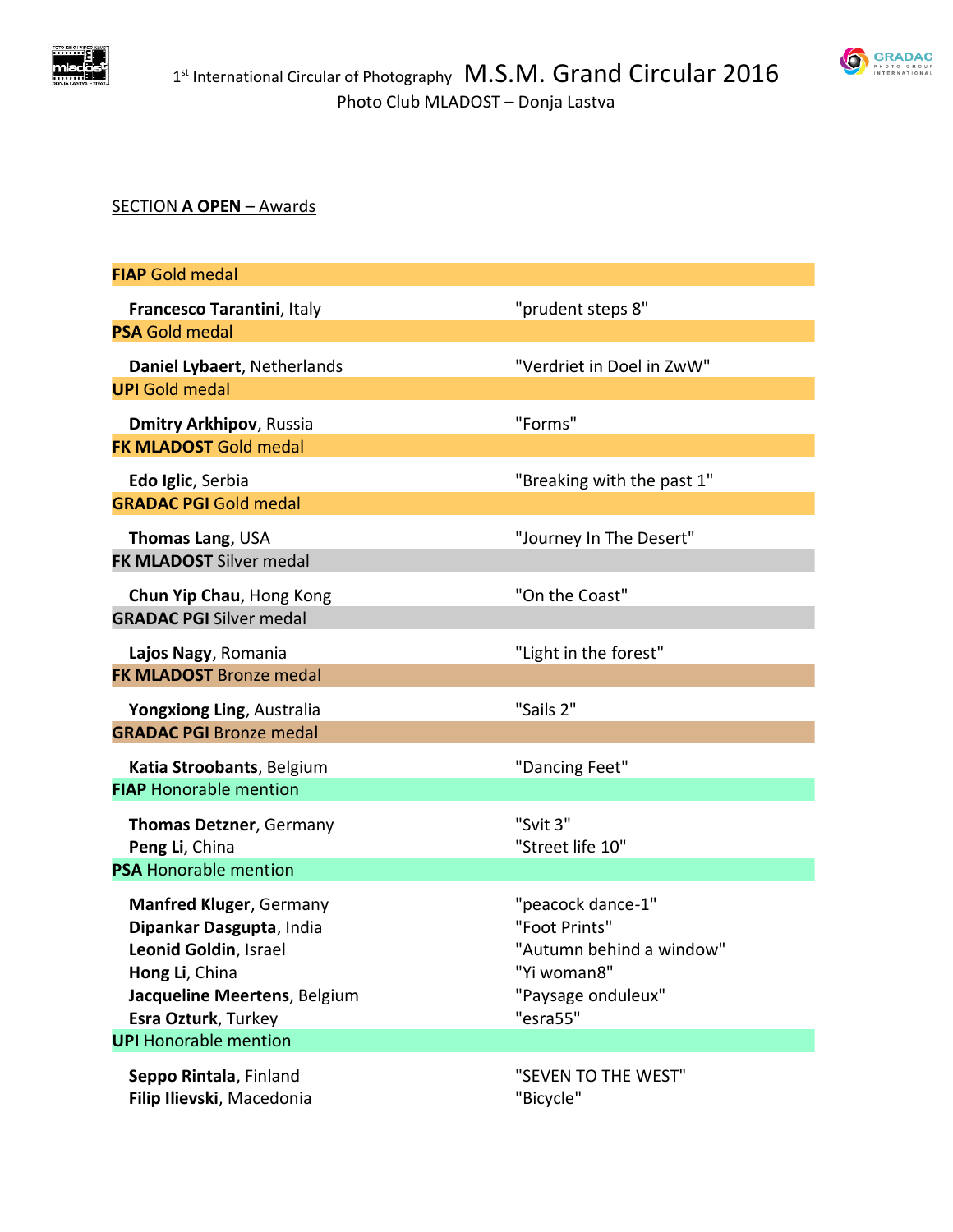1st International Circular of Photography **M.S.M. Grand Circular 2016**

Photo Club MLADOST – Donja Lastva

## SECTION **A OPEN** – Awards

| **FIAP** Gold medal | |
|---|---|
| **Francesco Tarantini**, Italy | "prudent steps 8" |
| **PSA** Gold medal | |
| **Daniel Lybaert**, Netherlands | "Verdriet in Doel in ZwW" |
| **UPI** Gold medal | |
| **Dmitry Arkhipov**, Russia | "Forms" |
| **FK MLADOST** Gold medal | |
| **Edo Iglic**, Serbia | "Breaking with the past 1" |
| **GRADAC PGI** Gold medal | |
| **Thomas Lang**, USA | "Journey In The Desert" |
| **FK MLADOST** Silver medal | |
| **Chun Yip Chau**, Hong Kong | "On the Coast" |
| **GRADAC PGI** Silver medal | |
| **Lajos Nagy**, Romania | "Light in the forest" |
| **FK MLADOST** Bronze medal | |
| **Yongxiong Ling**, Australia | "Sails 2" |
| **GRADAC PGI** Bronze medal | |
| **Katia Stroobants**, Belgium | "Dancing Feet" |
| **FIAP** Honorable mention | |
| **Thomas Detzner**, Germany | "Svit 3" |
| **Peng Li**, China | "Street life 10" |
| **PSA** Honorable mention | |
| **Manfred Kluger**, Germany | "peacock dance-1" |
| **Dipankar Dasgupta**, India | "Foot Prints" |
| **Leonid Goldin**, Israel | "Autumn behind a window" |
| **Hong Li**, China | "Yi woman8" |
| **Jacqueline Meertens**, Belgium | "Paysage onduleux" |
| **Esra Ozturk**, Turkey | "esra55" |
| **UPI** Honorable mention | |
| **Seppo Rintala**, Finland | "SEVEN TO THE WEST" |
| **Filip Ilievski**, Macedonia | "Bicycle" |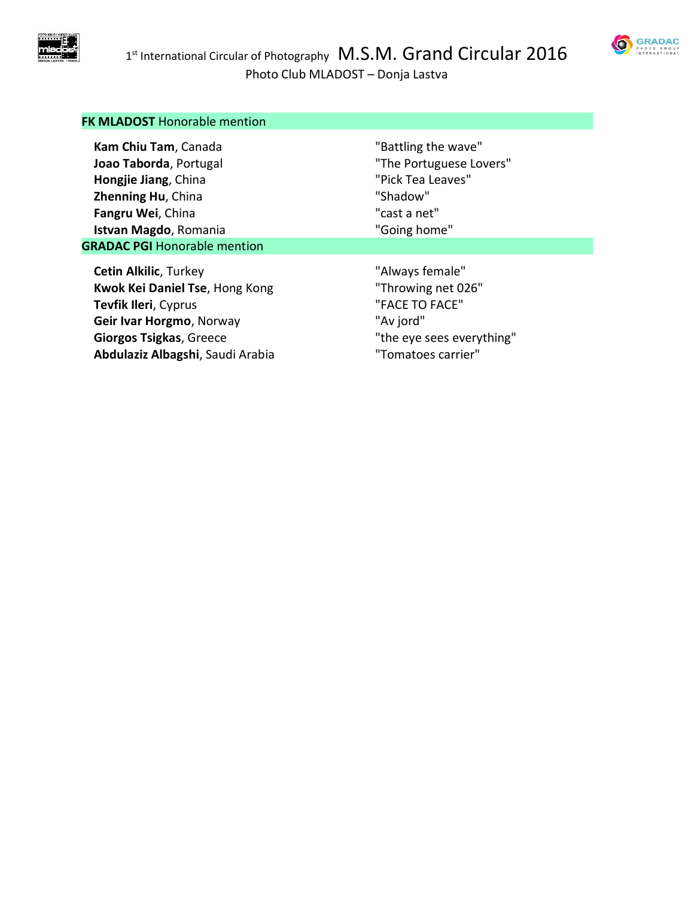**FK MLADOST** Honorable mention

| | |
|---|---|
| **Kam Chiu Tam**, Canada | "Battling the wave" |
| **Joao Taborda**, Portugal | "The Portuguese Lovers" |
| **Hongjie Jiang**, China | "Pick Tea Leaves" |
| **Zhenning Hu**, China | "Shadow" |
| **Fangru Wei**, China | "cast a net" |
| **Istvan Magdo**, Romania | "Going home" |

**GRADAC PGI** Honorable mention

| | |
|---|---|
| **Cetin Alkilic**, Turkey | "Always female" |
| **Kwok Kei Daniel Tse**, Hong Kong | "Throwing net 026" |
| **Tevfik Ileri**, Cyprus | "FACE TO FACE" |
| **Geir Ivar Horgmo**, Norway | "Av jord" |
| **Giorgos Tsigkas**, Greece | "the eye sees everything" |
| **Abdulaziz Albagshi**, Saudi Arabia | "Tomatoes carrier" |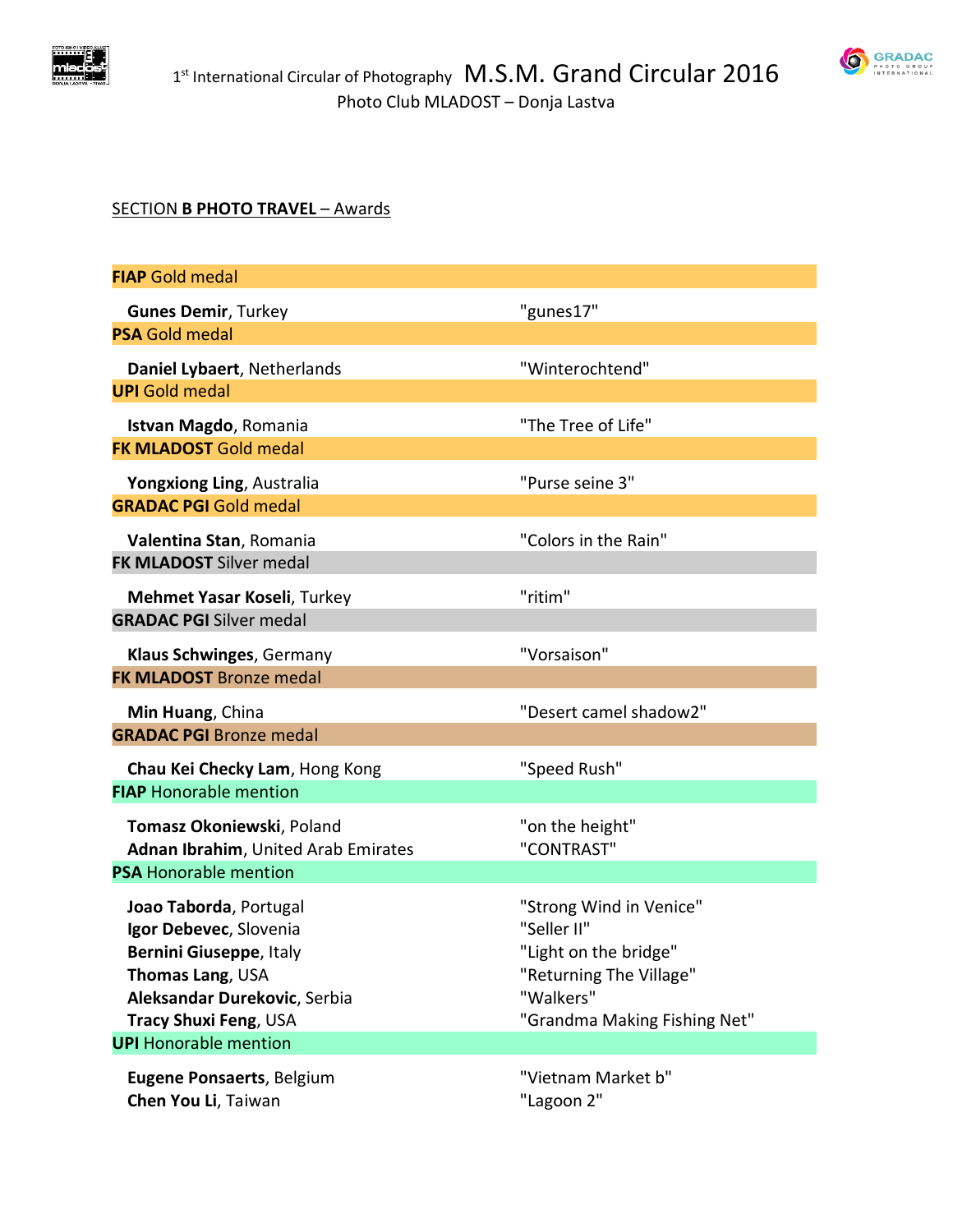SECTION **B PHOTO TRAVEL** – Awards

| | |
|---|---|
| **FIAP** Gold medal | |
| **Gunes Demir**, Turkey | "gunes17" |
| **PSA** Gold medal | |
| **Daniel Lybaert**, Netherlands | "Winterochtend" |
| **UPI** Gold medal | |
| **Istvan Magdo**, Romania | "The Tree of Life" |
| **FK MLADOST** Gold medal | |
| **Yongxiong Ling**, Australia | "Purse seine 3" |
| **GRADAC PGI** Gold medal | |
| **Valentina Stan**, Romania | "Colors in the Rain" |
| **FK MLADOST** Silver medal | |
| **Mehmet Yasar Koseli**, Turkey | "ritim" |
| **GRADAC PGI** Silver medal | |
| **Klaus Schwinges**, Germany | "Vorsaison" |
| **FK MLADOST** Bronze medal | |
| **Min Huang**, China | "Desert camel shadow2" |
| **GRADAC PGI** Bronze medal | |
| **Chau Kei Checky Lam**, Hong Kong | "Speed Rush" |
| **FIAP** Honorable mention | |
| **Tomasz Okoniewski**, Poland | "on the height" |
| **Adnan Ibrahim**, United Arab Emirates | "CONTRAST" |
| **PSA** Honorable mention | |
| **Joao Taborda**, Portugal | "Strong Wind in Venice" |
| **Igor Debevec**, Slovenia | "Seller II" |
| **Bernini Giuseppe**, Italy | "Light on the bridge" |
| **Thomas Lang**, USA | "Returning The Village" |
| **Aleksandar Durekovic**, Serbia | "Walkers" |
| **Tracy Shuxi Feng**, USA | "Grandma Making Fishing Net" |
| **UPI** Honorable mention | |
| **Eugene Ponsaerts**, Belgium | "Vietnam Market b" |
| **Chen You Li**, Taiwan | "Lagoon 2" |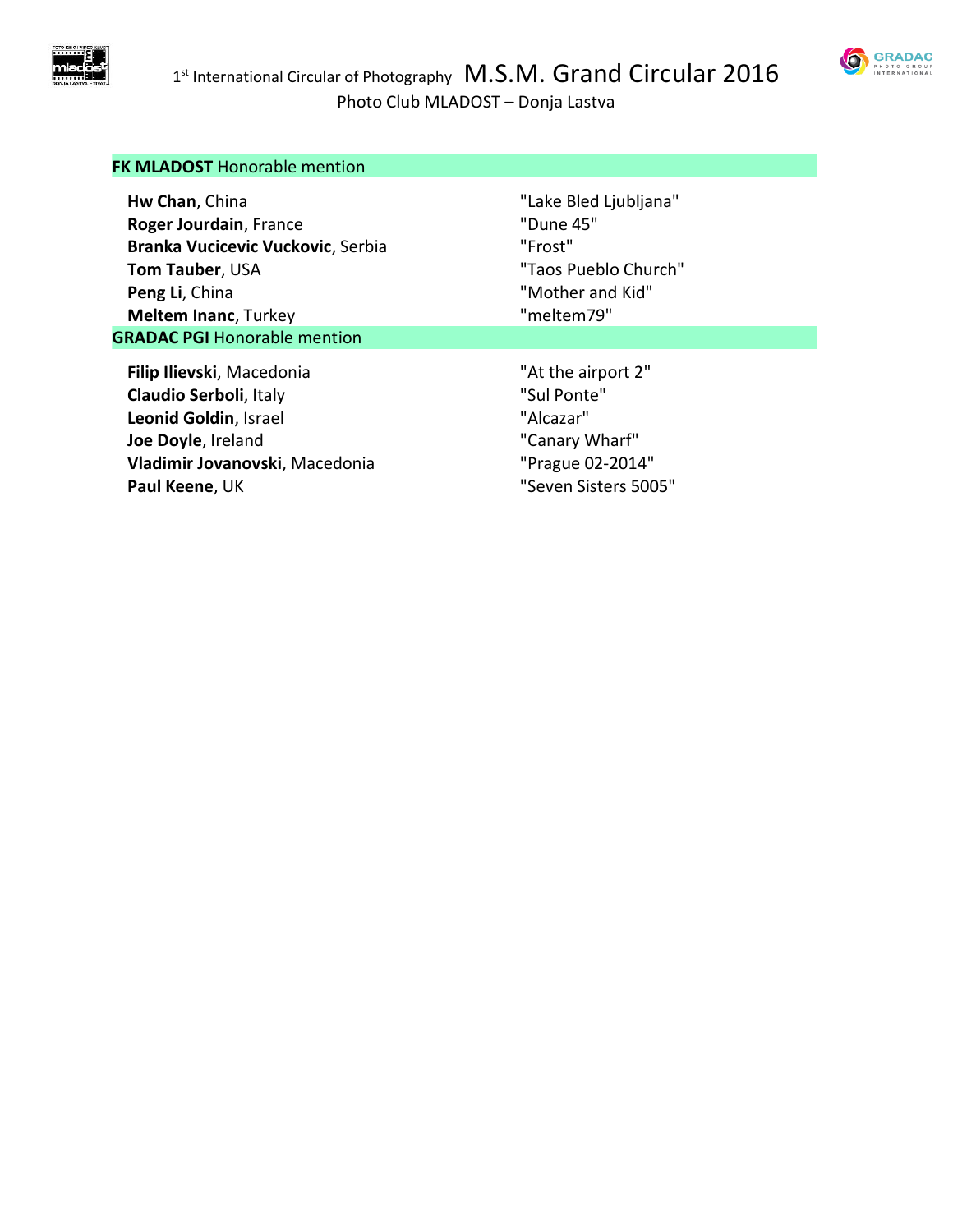### **FK MLADOST** Honorable mention

| | |
|---|---|
| **Hw Chan**, China | "Lake Bled Ljubljana" |
| **Roger Jourdain**, France | "Dune 45" |
| **Branka Vucicevic Vuckovic**, Serbia | "Frost" |
| **Tom Tauber**, USA | "Taos Pueblo Church" |
| **Peng Li**, China | "Mother and Kid" |
| **Meltem Inanc**, Turkey | "meltem79" |

### **GRADAC PGI** Honorable mention

| | |
|---|---|
| **Filip Ilievski**, Macedonia | "At the airport 2" |
| **Claudio Serboli**, Italy | "Sul Ponte" |
| **Leonid Goldin**, Israel | "Alcazar" |
| **Joe Doyle**, Ireland | "Canary Wharf" |
| **Vladimir Jovanovski**, Macedonia | "Prague 02-2014" |
| **Paul Keene**, UK | "Seven Sisters 5005" |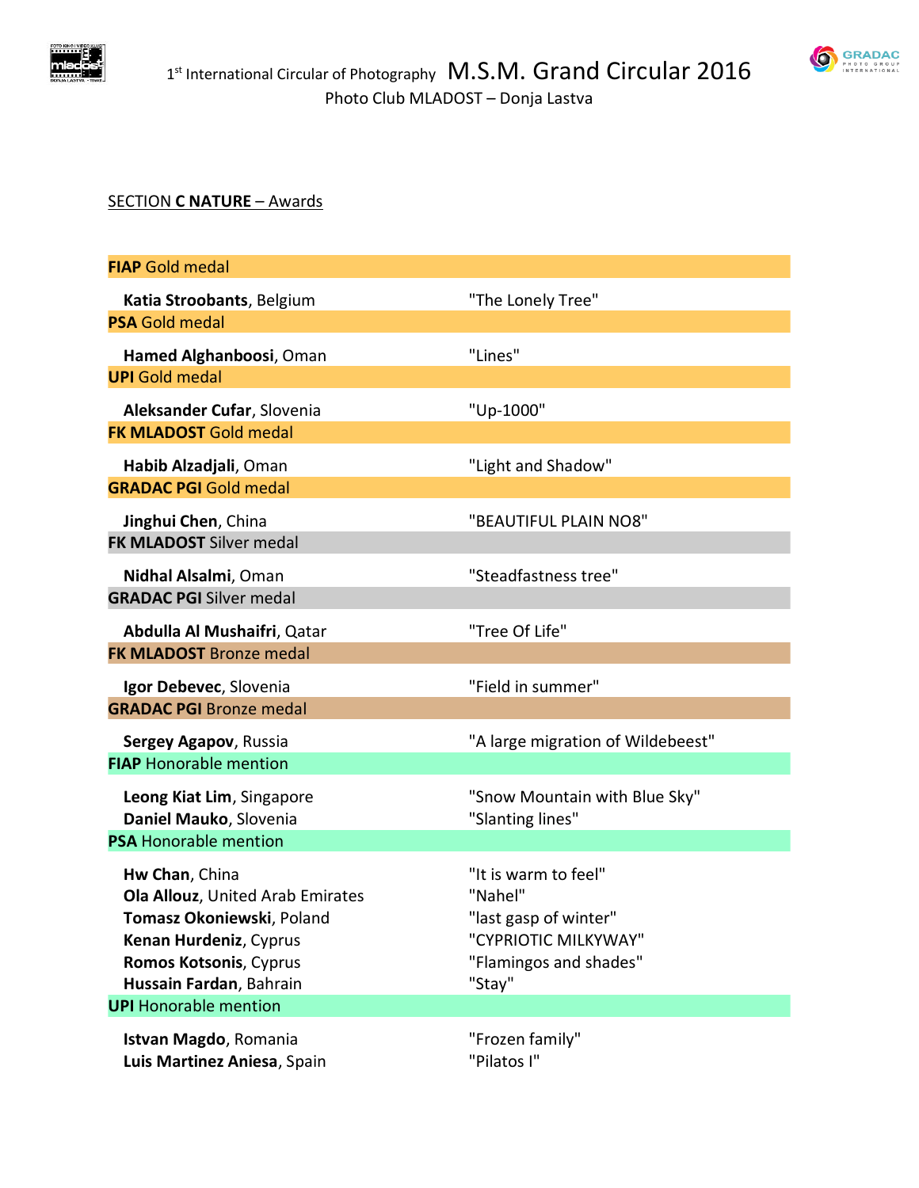1st International Circular of Photography **M.S.M. Grand Circular 2016**

Photo Club MLADOST – Donja Lastva

SECTION **C NATURE** – Awards

**FIAP** Gold medal

| | |
|---|---|
| **Katia Stroobants**, Belgium | "The Lonely Tree" |

**PSA** Gold medal

| | |
|---|---|
| **Hamed Alghanboosi**, Oman | "Lines" |

**UPI** Gold medal

| | |
|---|---|
| **Aleksander Cufar**, Slovenia | "Up-1000" |

**FK MLADOST** Gold medal

| | |
|---|---|
| **Habib Alzadjali**, Oman | "Light and Shadow" |

**GRADAC PGI** Gold medal

| | |
|---|---|
| **Jinghui Chen**, China | "BEAUTIFUL PLAIN NO8" |

**FK MLADOST** Silver medal

| | |
|---|---|
| **Nidhal Alsalmi**, Oman | "Steadfastness tree" |

**GRADAC PGI** Silver medal

| | |
|---|---|
| **Abdulla Al Mushaifri**, Qatar | "Tree Of Life" |

**FK MLADOST** Bronze medal

| | |
|---|---|
| **Igor Debevec**, Slovenia | "Field in summer" |

**GRADAC PGI** Bronze medal

| | |
|---|---|
| **Sergey Agapov**, Russia | "A large migration of Wildebeest" |

**FIAP** Honorable mention

| | |
|---|---|
| **Leong Kiat Lim**, Singapore | "Snow Mountain with Blue Sky" |
| **Daniel Mauko**, Slovenia | "Slanting lines" |

**PSA** Honorable mention

| | |
|---|---|
| **Hw Chan**, China | "It is warm to feel" |
| **Ola Allouz**, United Arab Emirates | "Nahel" |
| **Tomasz Okoniewski**, Poland | "last gasp of winter" |
| **Kenan Hurdeniz**, Cyprus | "CYPRIOTIC MILKYWAY" |
| **Romos Kotsonis**, Cyprus | "Flamingos and shades" |
| **Hussain Fardan**, Bahrain | "Stay" |

**UPI** Honorable mention

| | |
|---|---|
| **Istvan Magdo**, Romania | "Frozen family" |
| **Luis Martinez Aniesa**, Spain | "Pilatos I" |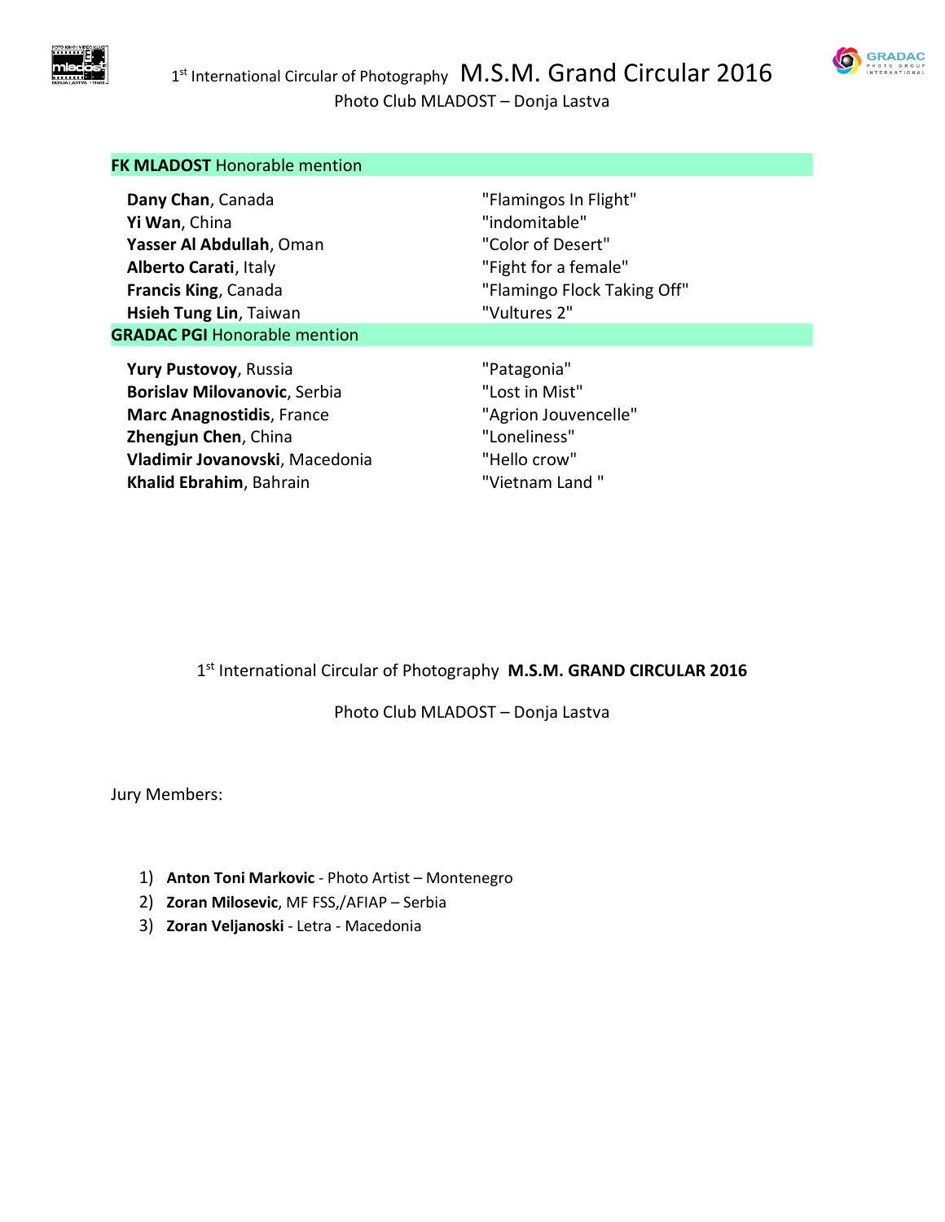**FK MLADOST** Honorable mention

| | |
|---|---|
| **Dany Chan**, Canada | "Flamingos In Flight" |
| **Yi Wan**, China | "indomitable" |
| **Yasser Al Abdullah**, Oman | "Color of Desert" |
| **Alberto Carati**, Italy | "Fight for a female" |
| **Francis King**, Canada | "Flamingo Flock Taking Off" |
| **Hsieh Tung Lin**, Taiwan | "Vultures 2" |

**GRADAC PGI** Honorable mention

| | |
|---|---|
| **Yury Pustovoy**, Russia | "Patagonia" |
| **Borislav Milovanovic**, Serbia | "Lost in Mist" |
| **Marc Anagnostidis**, France | "Agrion Jouvencelle" |
| **Zhengjun Chen**, China | "Loneliness" |
| **Vladimir Jovanovski**, Macedonia | "Hello crow" |
| **Khalid Ebrahim**, Bahrain | "Vietnam Land " |

1st International Circular of Photography **M.S.M. GRAND CIRCULAR 2016**

Photo Club MLADOST – Donja Lastva

Jury Members:

1) **Anton Toni Markovic** - Photo Artist – Montenegro
2) **Zoran Milosevic**, MF FSS,/AFIAP – Serbia
3) **Zoran Veljanoski** - Letra - Macedonia